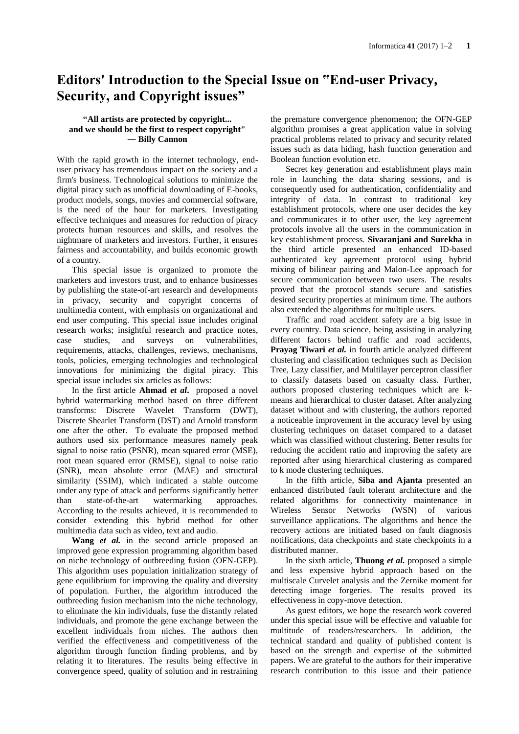# Editors' Introduction to the Special Issue on "End-user Privacy, Security, and Copyright issues"

**"All artists are protected by copyright... and we should be the first to respect copyright" — Billy Cannon**

With the rapid growth in the internet technology, end-user privacy has tremendous impact on the society and a firm's business. Technological solutions to minimize the digital piracy such as unofficial downloading of E-books, product models, songs, movies and commercial software, is the need of the hour for marketers. Investigating effective techniques and measures for reduction of piracy protects human resources and skills, and resolves the nightmare of marketers and investors. Further, it ensures fairness and accountability, and builds economic growth of a country.

This special issue is organized to promote the marketers and investors trust, and to enhance businesses by publishing the state-of-art research and developments in privacy, security and copyright concerns of multimedia content, with emphasis on organizational and end user computing. This special issue includes original research works; insightful research and practice notes, case studies, and surveys on vulnerabilities, requirements, attacks, challenges, reviews, mechanisms, tools, policies, emerging technologies and technological innovations for minimizing the digital piracy. This special issue includes six articles as follows:

In the first article **Ahmad *et al*.** proposed a novel hybrid watermarking method based on three different transforms: Discrete Wavelet Transform (DWT), Discrete Shearlet Transform (DST) and Arnold transform one after the other. To evaluate the proposed method authors used six performance measures namely peak signal to noise ratio (PSNR), mean squared error (MSE), root mean squared error (RMSE), signal to noise ratio (SNR), mean absolute error (MAE) and structural similarity (SSIM), which indicated a stable outcome under any type of attack and performs significantly better than state-of-the-art watermarking approaches. According to the results achieved, it is recommended to consider extending this hybrid method for other multimedia data such as video, text and audio.

**Wang *et al.*** in the second article proposed an improved gene expression programming algorithm based on niche technology of outbreeding fusion (OFN-GEP). This algorithm uses population initialization strategy of gene equilibrium for improving the quality and diversity of population. Further, the algorithm introduced the outbreeding fusion mechanism into the niche technology, to eliminate the kin individuals, fuse the distantly related individuals, and promote the gene exchange between the excellent individuals from niches. The authors then verified the effectiveness and competitiveness of the algorithm through function finding problems, and by relating it to literatures. The results being effective in convergence speed, quality of solution and in restraining the premature convergence phenomenon; the OFN-GEP algorithm promises a great application value in solving practical problems related to privacy and security related issues such as data hiding, hash function generation and Boolean function evolution etc.

Secret key generation and establishment plays main role in launching the data sharing sessions, and is consequently used for authentication, confidentiality and integrity of data. In contrast to traditional key establishment protocols, where one user decides the key and communicates it to other user, the key agreement protocols involve all the users in the communication in key establishment process. **Sivaranjani and Surekha** in the third article presented an enhanced ID-based authenticated key agreement protocol using hybrid mixing of bilinear pairing and Malon-Lee approach for secure communication between two users. The results proved that the protocol stands secure and satisfies desired security properties at minimum time. The authors also extended the algorithms for multiple users.

Traffic and road accident safety are a big issue in every country. Data science, being assisting in analyzing different factors behind traffic and road accidents, **Prayag Tiwari *et al.*** in fourth article analyzed different clustering and classification techniques such as Decision Tree, Lazy classifier, and Multilayer perceptron classifier to classify datasets based on casualty class. Further, authors proposed clustering techniques which are k-means and hierarchical to cluster dataset. After analyzing dataset without and with clustering, the authors reported a noticeable improvement in the accuracy level by using clustering techniques on dataset compared to a dataset which was classified without clustering. Better results for reducing the accident ratio and improving the safety are reported after using hierarchical clustering as compared to k mode clustering techniques.

In the fifth article, **Siba and Ajanta** presented an enhanced distributed fault tolerant architecture and the related algorithms for connectivity maintenance in Wireless Sensor Networks (WSN) of various surveillance applications. The algorithms and hence the recovery actions are initiated based on fault diagnosis notifications, data checkpoints and state checkpoints in a distributed manner.

In the sixth article, **Thuong *et al.*** proposed a simple and less expensive hybrid approach based on the multiscale Curvelet analysis and the Zernike moment for detecting image forgeries. The results proved its effectiveness in copy-move detection.

As guest editors, we hope the research work covered under this special issue will be effective and valuable for multitude of readers/researchers. In addition, the technical standard and quality of published content is based on the strength and expertise of the submitted papers. We are grateful to the authors for their imperative research contribution to this issue and their patience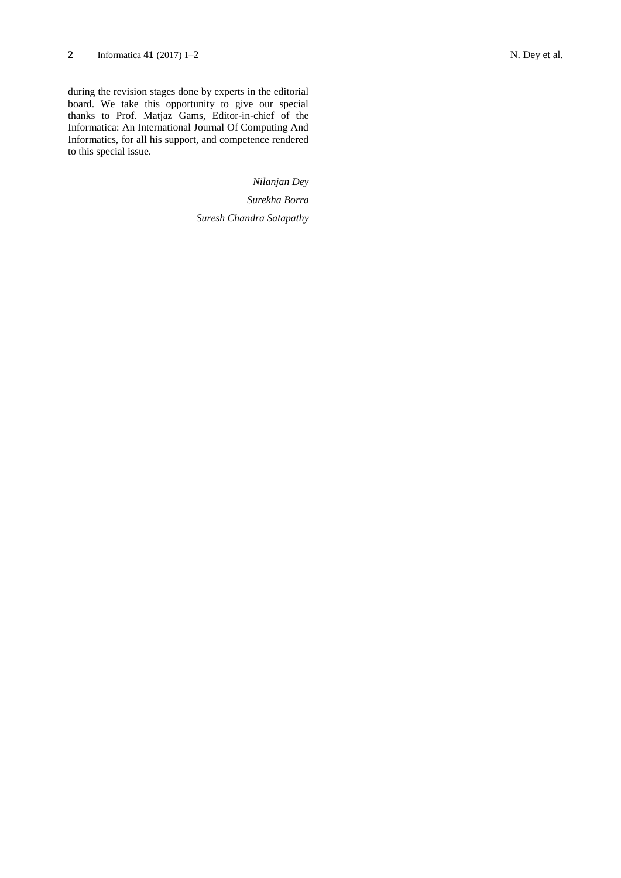during the revision stages done by experts in the editorial board. We take this opportunity to give our special thanks to Prof. Matjaz Gams, Editor-in-chief of the Informatica: An International Journal Of Computing And Informatics, for all his support, and competence rendered to this special issue.

*Nilanjan Dey*

*Surekha Borra*

*Suresh Chandra Satapathy*